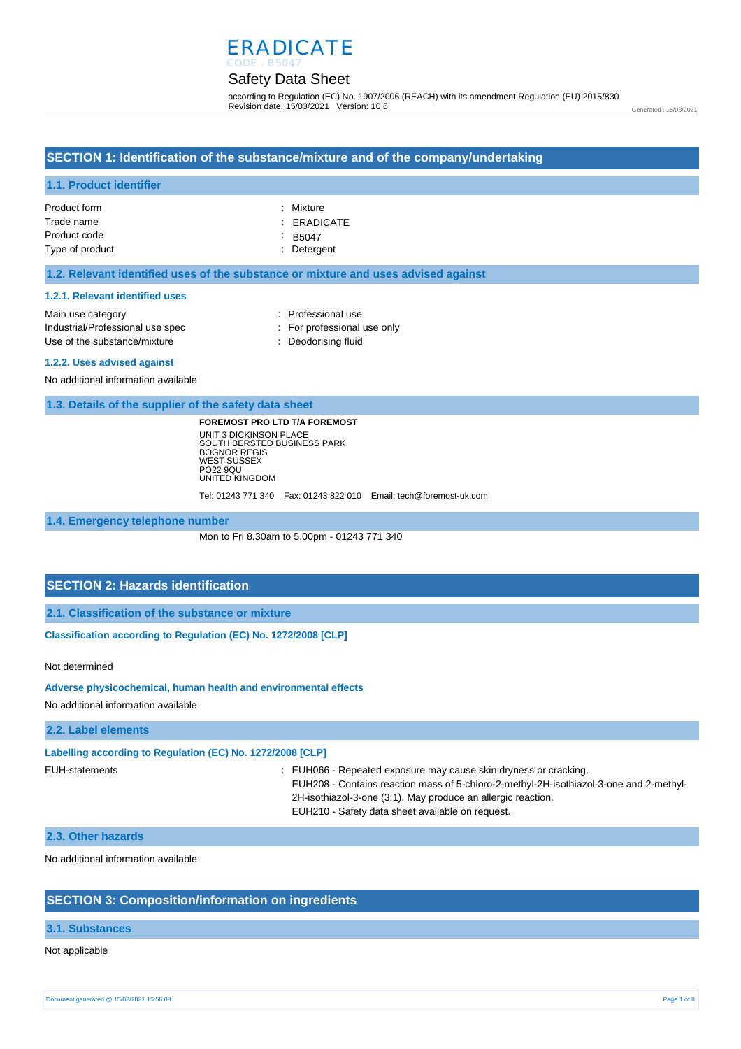# ERADICATE

CODE : B5047

## Safety Data Sheet

according to Regulation (EC) No. 1907/2006 (REACH) with its amendment Regulation (EU) 2015/830
Revision date: 15/03/2021 Version: 10.6

Generated : 15/03/2021

## SECTION 1: Identification of the substance/mixture and of the company/undertaking

### 1.1. Product identifier

| | |
|---|---|
| Product form | : Mixture |
| Trade name | : ERADICATE |
| Product code | : B5047 |
| Type of product | : Detergent |

### 1.2. Relevant identified uses of the substance or mixture and uses advised against

#### 1.2.1. Relevant identified uses

| | |
|---|---|
| Main use category | : Professional use |
| Industrial/Professional use spec | : For professional use only |
| Use of the substance/mixture | : Deodorising fluid |

#### 1.2.2. Uses advised against

No additional information available

### 1.3. Details of the supplier of the safety data sheet

**FOREMOST PRO LTD T/A FOREMOST**
UNIT 3 DICKINSON PLACE
SOUTH BERSTED BUSINESS PARK
BOGNOR REGIS
WEST SUSSEX
PO22 9QU
UNITED KINGDOM

Tel: 01243 771 340 Fax: 01243 822 010 Email: tech@foremost-uk.com

### 1.4. Emergency telephone number

Mon to Fri 8.30am to 5.00pm - 01243 771 340

## SECTION 2: Hazards identification

### 2.1. Classification of the substance or mixture

**Classification according to Regulation (EC) No. 1272/2008 [CLP]**

Not determined

**Adverse physicochemical, human health and environmental effects**

No additional information available

### 2.2. Label elements

**Labelling according to Regulation (EC) No. 1272/2008 [CLP]**

EUH-statements :
- EUH066 - Repeated exposure may cause skin dryness or cracking.
- EUH208 - Contains reaction mass of 5-chloro-2-methyl-2H-isothiazol-3-one and 2-methyl-2H-isothiazol-3-one (3:1). May produce an allergic reaction.
- EUH210 - Safety data sheet available on request.

### 2.3. Other hazards

No additional information available

## SECTION 3: Composition/information on ingredients

### 3.1. Substances

Not applicable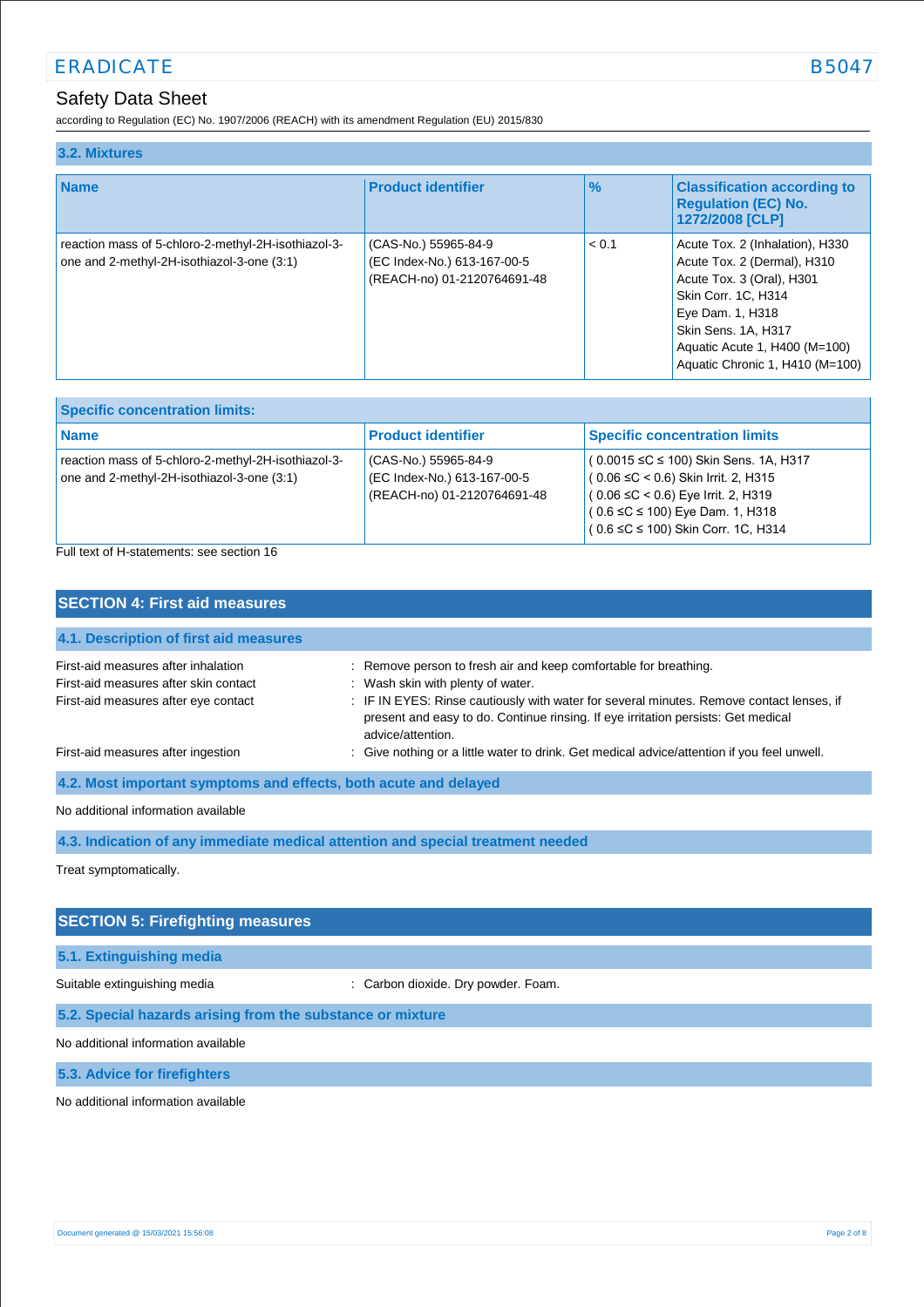### 3.2. Mixtures

| Name | Product identifier | % | Classification according to Regulation (EC) No. 1272/2008 [CLP] |
|---|---|---|---|
| reaction mass of 5-chloro-2-methyl-2H-isothiazol-3-one and 2-methyl-2H-isothiazol-3-one (3:1) | (CAS-No.) 55965-84-9<br>(EC Index-No.) 613-167-00-5<br>(REACH-no) 01-2120764691-48 | < 0.1 | Acute Tox. 2 (Inhalation), H330<br>Acute Tox. 2 (Dermal), H310<br>Acute Tox. 3 (Oral), H301<br>Skin Corr. 1C, H314<br>Eye Dam. 1, H318<br>Skin Sens. 1A, H317<br>Aquatic Acute 1, H400 (M=100)<br>Aquatic Chronic 1, H410 (M=100) |

| Specific concentration limits: | | |
|---|---|---|
| **Name** | **Product identifier** | **Specific concentration limits** |
| reaction mass of 5-chloro-2-methyl-2H-isothiazol-3-one and 2-methyl-2H-isothiazol-3-one (3:1) | (CAS-No.) 55965-84-9<br>(EC Index-No.) 613-167-00-5<br>(REACH-no) 01-2120764691-48 | ( $0.0015 \leq C \leq 100$) Skin Sens. 1A, H317<br>( $0.06 \leq C < 0.6$) Skin Irrit. 2, H315<br>( $0.06 \leq C < 0.6$) Eye Irrit. 2, H319<br>( $0.6 \leq C \leq 100$) Eye Dam. 1, H318<br>( $0.6 \leq C \leq 100$) Skin Corr. 1C, H314 |

Full text of H-statements: see section 16

## SECTION 4: First aid measures

### 4.1. Description of first aid measures

First-aid measures after inhalation : Remove person to fresh air and keep comfortable for breathing.

First-aid measures after skin contact : Wash skin with plenty of water.

First-aid measures after eye contact : IF IN EYES: Rinse cautiously with water for several minutes. Remove contact lenses, if present and easy to do. Continue rinsing. If eye irritation persists: Get medical advice/attention.

First-aid measures after ingestion : Give nothing or a little water to drink. Get medical advice/attention if you feel unwell.

### 4.2. Most important symptoms and effects, both acute and delayed

No additional information available

### 4.3. Indication of any immediate medical attention and special treatment needed

Treat symptomatically.

## SECTION 5: Firefighting measures

### 5.1. Extinguishing media

Suitable extinguishing media : Carbon dioxide. Dry powder. Foam.

### 5.2. Special hazards arising from the substance or mixture

No additional information available

### 5.3. Advice for firefighters

No additional information available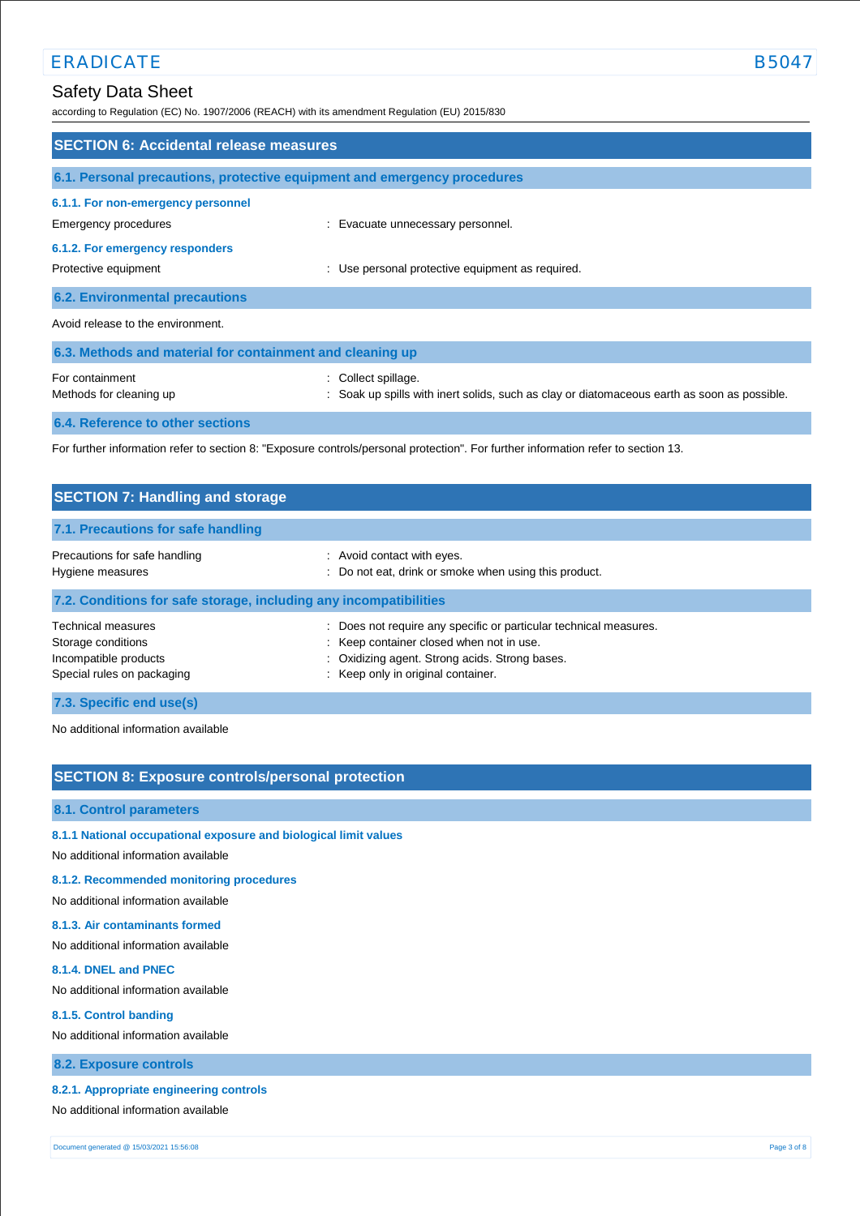## SECTION 6: Accidental release measures

### 6.1. Personal precautions, protective equipment and emergency procedures

#### 6.1.1. For non-emergency personnel

Emergency procedures : Evacuate unnecessary personnel.

#### 6.1.2. For emergency responders

Protective equipment : Use personal protective equipment as required.

### 6.2. Environmental precautions

Avoid release to the environment.

### 6.3. Methods and material for containment and cleaning up

For containment : Collect spillage.

Methods for cleaning up : Soak up spills with inert solids, such as clay or diatomaceous earth as soon as possible.

### 6.4. Reference to other sections

For further information refer to section 8: "Exposure controls/personal protection". For further information refer to section 13.

## SECTION 7: Handling and storage

### 7.1. Precautions for safe handling

Precautions for safe handling : Avoid contact with eyes.

Hygiene measures : Do not eat, drink or smoke when using this product.

### 7.2. Conditions for safe storage, including any incompatibilities

Technical measures : Does not require any specific or particular technical measures.

Storage conditions : Keep container closed when not in use.

Incompatible products : Oxidizing agent. Strong acids. Strong bases.

Special rules on packaging : Keep only in original container.

### 7.3. Specific end use(s)

No additional information available

## SECTION 8: Exposure controls/personal protection

### 8.1. Control parameters

#### 8.1.1 National occupational exposure and biological limit values

No additional information available

#### 8.1.2. Recommended monitoring procedures

No additional information available

#### 8.1.3. Air contaminants formed

No additional information available

#### 8.1.4. DNEL and PNEC

No additional information available

#### 8.1.5. Control banding

No additional information available

### 8.2. Exposure controls

#### 8.2.1. Appropriate engineering controls

No additional information available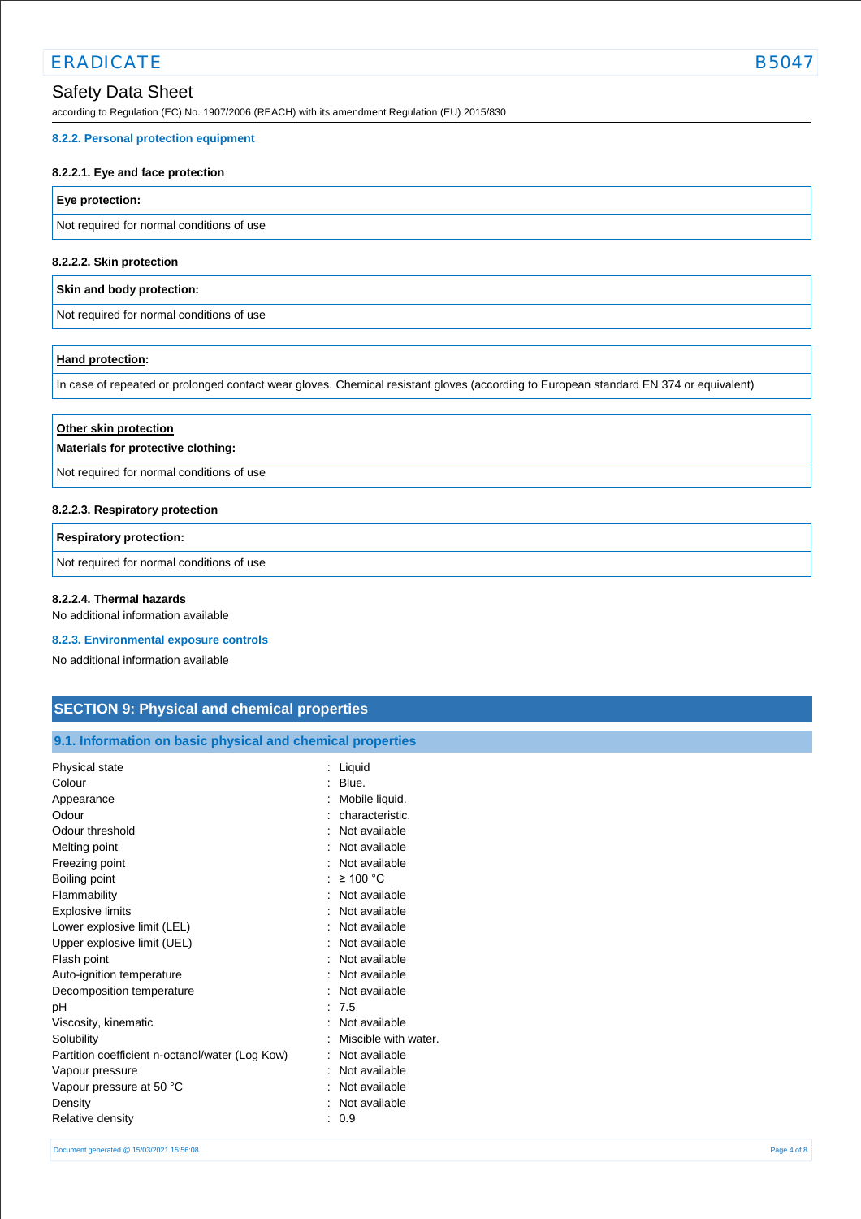#### 8.2.2. Personal protection equipment

##### 8.2.2.1. Eye and face protection

| Eye protection: |
| --- |
| Not required for normal conditions of use |

##### 8.2.2.2. Skin protection

| Skin and body protection: |
| --- |
| Not required for normal conditions of use |

| Hand protection: |
| --- |
| In case of repeated or prolonged contact wear gloves. Chemical resistant gloves (according to European standard EN 374 or equivalent) |

| Other skin protection<br>Materials for protective clothing: |
| --- |
| Not required for normal conditions of use |

##### 8.2.2.3. Respiratory protection

| Respiratory protection: |
| --- |
| Not required for normal conditions of use |

##### 8.2.2.4. Thermal hazards

No additional information available

#### 8.2.3. Environmental exposure controls

No additional information available

## SECTION 9: Physical and chemical properties

### 9.1. Information on basic physical and chemical properties

| | |
| --- | --- |
| Physical state | : Liquid |
| Colour | : Blue. |
| Appearance | : Mobile liquid. |
| Odour | : characteristic. |
| Odour threshold | : Not available |
| Melting point | : Not available |
| Freezing point | : Not available |
| Boiling point | : ≥ 100 °C |
| Flammability | : Not available |
| Explosive limits | : Not available |
| Lower explosive limit (LEL) | : Not available |
| Upper explosive limit (UEL) | : Not available |
| Flash point | : Not available |
| Auto-ignition temperature | : Not available |
| Decomposition temperature | : Not available |
| pH | : 7.5 |
| Viscosity, kinematic | : Not available |
| Solubility | : Miscible with water. |
| Partition coefficient n-octanol/water (Log Kow) | : Not available |
| Vapour pressure | : Not available |
| Vapour pressure at 50 °C | : Not available |
| Density | : Not available |
| Relative density | : 0.9 |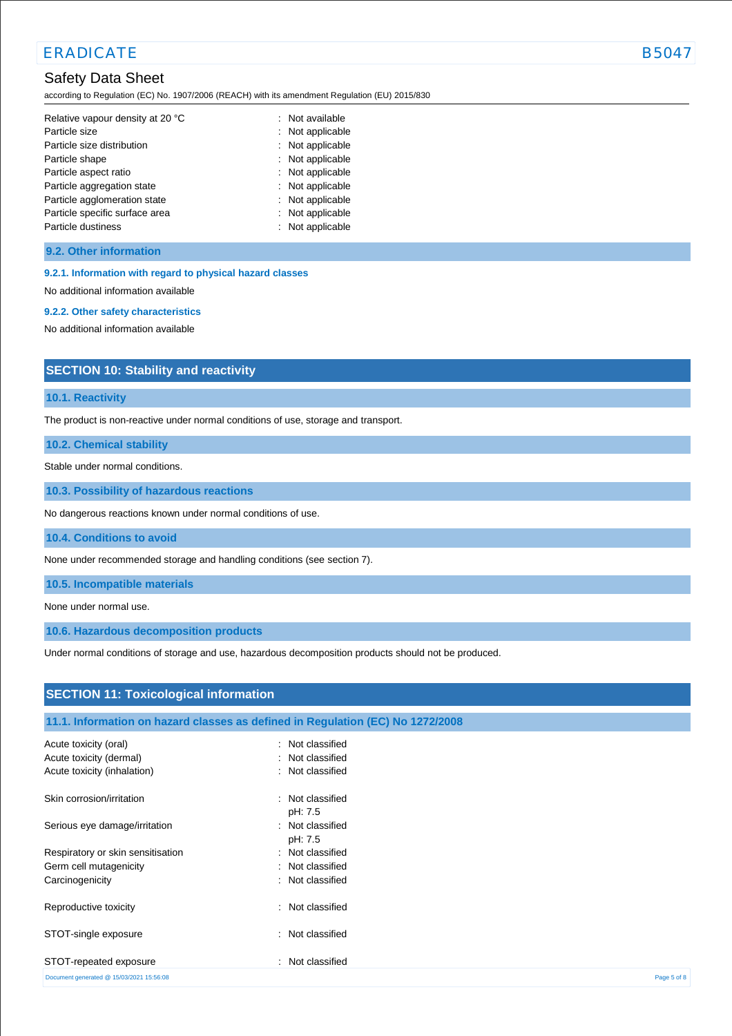| | |
|---|---|
| Relative vapour density at 20 °C | : Not available |
| Particle size | : Not applicable |
| Particle size distribution | : Not applicable |
| Particle shape | : Not applicable |
| Particle aspect ratio | : Not applicable |
| Particle aggregation state | : Not applicable |
| Particle agglomeration state | : Not applicable |
| Particle specific surface area | : Not applicable |
| Particle dustiness | : Not applicable |

### 9.2. Other information

#### 9.2.1. Information with regard to physical hazard classes

No additional information available

#### 9.2.2. Other safety characteristics

No additional information available

## SECTION 10: Stability and reactivity

### 10.1. Reactivity

The product is non-reactive under normal conditions of use, storage and transport.

### 10.2. Chemical stability

Stable under normal conditions.

### 10.3. Possibility of hazardous reactions

No dangerous reactions known under normal conditions of use.

### 10.4. Conditions to avoid

None under recommended storage and handling conditions (see section 7).

### 10.5. Incompatible materials

None under normal use.

### 10.6. Hazardous decomposition products

Under normal conditions of storage and use, hazardous decomposition products should not be produced.

## SECTION 11: Toxicological information

### 11.1. Information on hazard classes as defined in Regulation (EC) No 1272/2008

| | |
|---|---|
| Acute toxicity (oral) | : Not classified |
| Acute toxicity (dermal) | : Not classified |
| Acute toxicity (inhalation) | : Not classified |
| Skin corrosion/irritation | : Not classified<br>pH: 7.5 |
| Serious eye damage/irritation | : Not classified<br>pH: 7.5 |
| Respiratory or skin sensitisation | : Not classified |
| Germ cell mutagenicity | : Not classified |
| Carcinogenicity | : Not classified |
| Reproductive toxicity | : Not classified |
| STOT-single exposure | : Not classified |
| STOT-repeated exposure | : Not classified |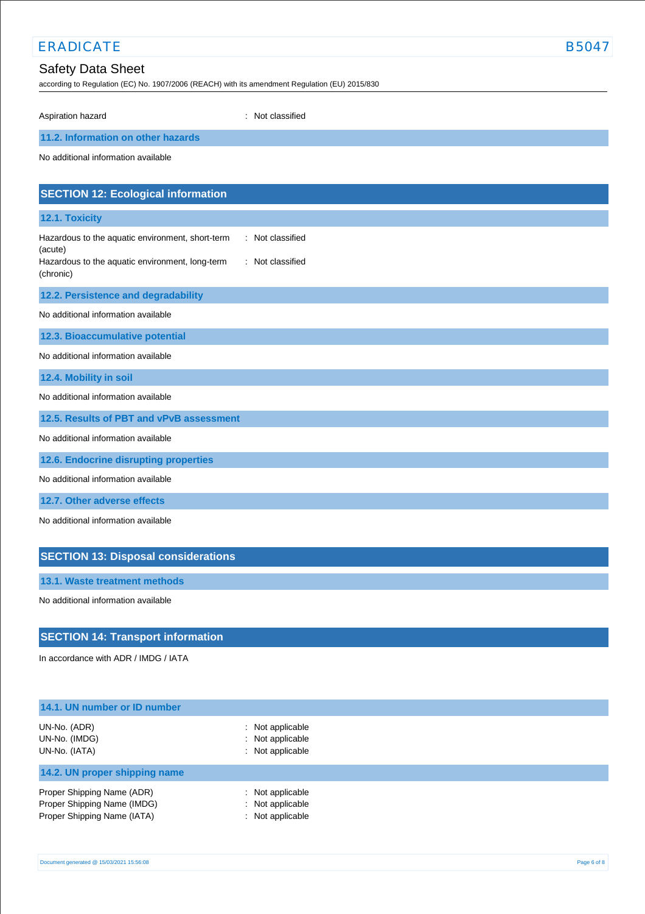Aspiration hazard : Not classified

### 11.2. Information on other hazards

No additional information available

## SECTION 12: Ecological information

### 12.1. Toxicity

| | |
|---|---|
| Hazardous to the aquatic environment, short-term (acute) | : Not classified |
| Hazardous to the aquatic environment, long-term (chronic) | : Not classified |

### 12.2. Persistence and degradability

No additional information available

### 12.3. Bioaccumulative potential

No additional information available

### 12.4. Mobility in soil

No additional information available

### 12.5. Results of PBT and vPvB assessment

No additional information available

### 12.6. Endocrine disrupting properties

No additional information available

### 12.7. Other adverse effects

No additional information available

## SECTION 13: Disposal considerations

### 13.1. Waste treatment methods

No additional information available

## SECTION 14: Transport information

In accordance with ADR / IMDG / IATA

### 14.1. UN number or ID number

| | |
|---|---|
| UN-No. (ADR) | : Not applicable |
| UN-No. (IMDG) | : Not applicable |
| UN-No. (IATA) | : Not applicable |

### 14.2. UN proper shipping name

| | |
|---|---|
| Proper Shipping Name (ADR) | : Not applicable |
| Proper Shipping Name (IMDG) | : Not applicable |
| Proper Shipping Name (IATA) | : Not applicable |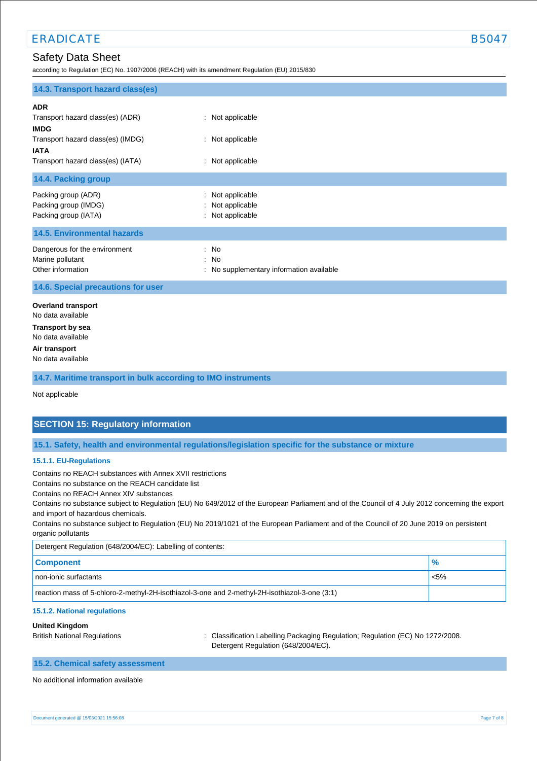### 14.3. Transport hazard class(es)

**ADR**

Transport hazard class(es) (ADR) : Not applicable

**IMDG**

Transport hazard class(es) (IMDG) : Not applicable

**IATA**

Transport hazard class(es) (IATA) : Not applicable

### 14.4. Packing group

Packing group (ADR) : Not applicable
Packing group (IMDG) : Not applicable
Packing group (IATA) : Not applicable

### 14.5. Environmental hazards

Dangerous for the environment : No
Marine pollutant : No
Other information : No supplementary information available

### 14.6. Special precautions for user

**Overland transport**

No data available

**Transport by sea**

No data available

**Air transport**

No data available

### 14.7. Maritime transport in bulk according to IMO instruments

Not applicable

## SECTION 15: Regulatory information

### 15.1. Safety, health and environmental regulations/legislation specific for the substance or mixture

#### 15.1.1. EU-Regulations

Contains no REACH substances with Annex XVII restrictions
Contains no substance on the REACH candidate list
Contains no REACH Annex XIV substances
Contains no substance subject to Regulation (EU) No 649/2012 of the European Parliament and of the Council of 4 July 2012 concerning the export and import of hazardous chemicals.
Contains no substance subject to Regulation (EU) No 2019/1021 of the European Parliament and of the Council of 20 June 2019 on persistent organic pollutants

| Detergent Regulation (648/2004/EC): Labelling of contents: | |
|---|---|
| **Component** | **%** |
| non-ionic surfactants | <5% |
| reaction mass of 5-chloro-2-methyl-2H-isothiazol-3-one and 2-methyl-2H-isothiazol-3-one (3:1) | |

#### 15.1.2. National regulations

**United Kingdom**

British National Regulations : Classification Labelling Packaging Regulation; Regulation (EC) No 1272/2008. Detergent Regulation (648/2004/EC).

### 15.2. Chemical safety assessment

No additional information available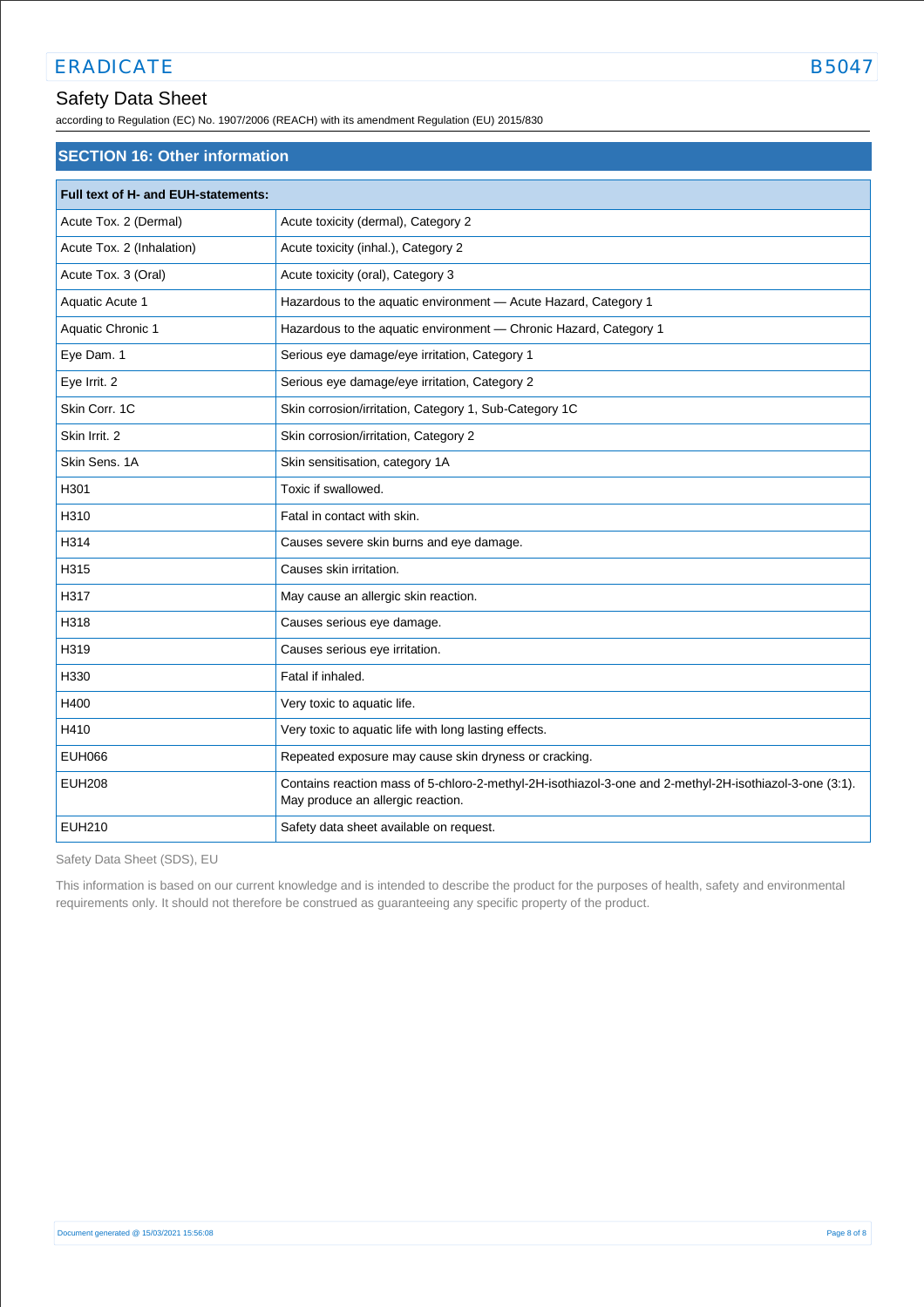## SECTION 16: Other information

| Full text of H- and EUH-statements: | |
|---|---|
| Acute Tox. 2 (Dermal) | Acute toxicity (dermal), Category 2 |
| Acute Tox. 2 (Inhalation) | Acute toxicity (inhal.), Category 2 |
| Acute Tox. 3 (Oral) | Acute toxicity (oral), Category 3 |
| Aquatic Acute 1 | Hazardous to the aquatic environment — Acute Hazard, Category 1 |
| Aquatic Chronic 1 | Hazardous to the aquatic environment — Chronic Hazard, Category 1 |
| Eye Dam. 1 | Serious eye damage/eye irritation, Category 1 |
| Eye Irrit. 2 | Serious eye damage/eye irritation, Category 2 |
| Skin Corr. 1C | Skin corrosion/irritation, Category 1, Sub-Category 1C |
| Skin Irrit. 2 | Skin corrosion/irritation, Category 2 |
| Skin Sens. 1A | Skin sensitisation, category 1A |
| H301 | Toxic if swallowed. |
| H310 | Fatal in contact with skin. |
| H314 | Causes severe skin burns and eye damage. |
| H315 | Causes skin irritation. |
| H317 | May cause an allergic skin reaction. |
| H318 | Causes serious eye damage. |
| H319 | Causes serious eye irritation. |
| H330 | Fatal if inhaled. |
| H400 | Very toxic to aquatic life. |
| H410 | Very toxic to aquatic life with long lasting effects. |
| EUH066 | Repeated exposure may cause skin dryness or cracking. |
| EUH208 | Contains reaction mass of 5-chloro-2-methyl-2H-isothiazol-3-one and 2-methyl-2H-isothiazol-3-one (3:1). May produce an allergic reaction. |
| EUH210 | Safety data sheet available on request. |

Safety Data Sheet (SDS), EU

This information is based on our current knowledge and is intended to describe the product for the purposes of health, safety and environmental requirements only. It should not therefore be construed as guaranteeing any specific property of the product.

Document generated @ 15/03/2021 15:56:08